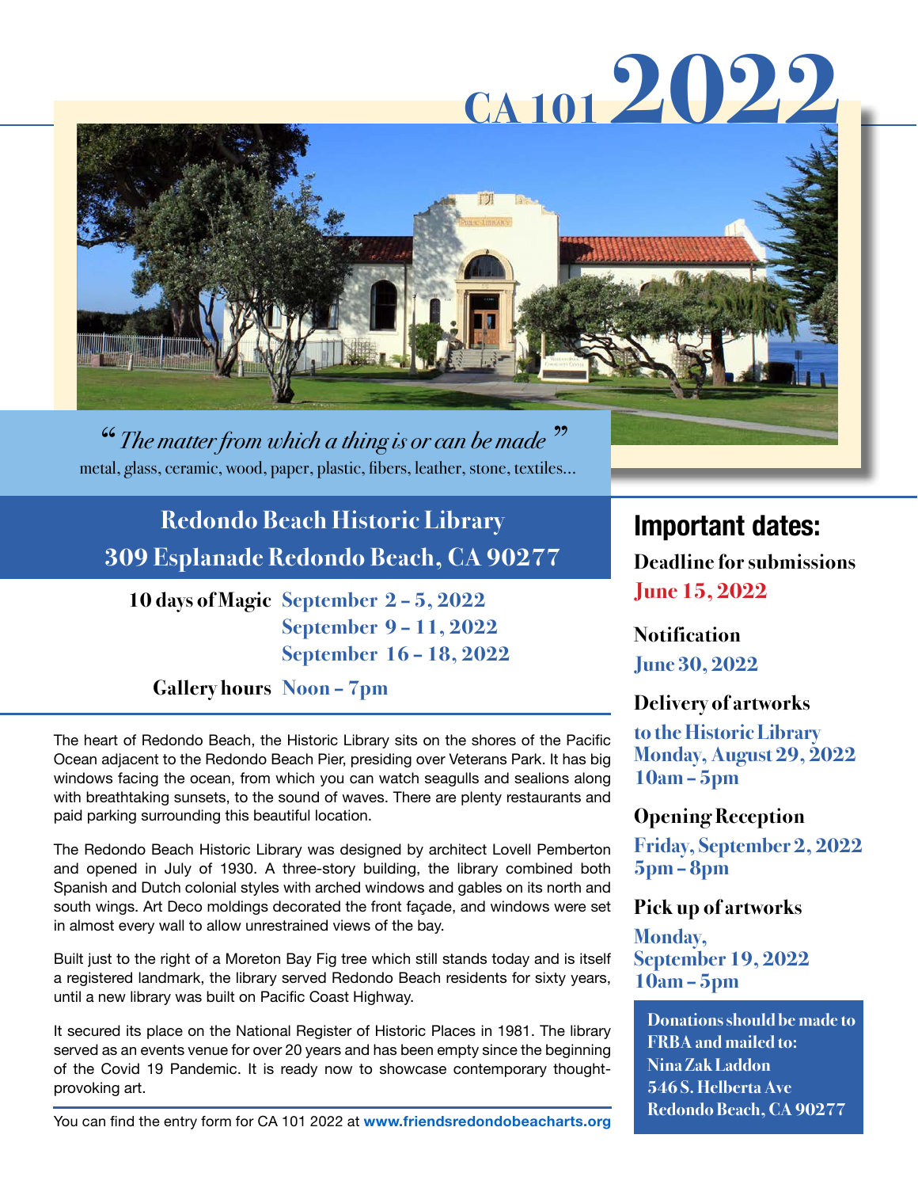# CA 101 2022

*“The matter from which a thing is or can be made”*

metal, glass, ceramic, wood, paper, plastic, fibers, leather, stone, textiles...

## Redondo Beach Historic Library
## 309 Esplanade Redondo Beach, CA 90277

**10 days of Magic** September 2 – 5, 2022
September 9 – 11, 2022
September 16 – 18, 2022

**Gallery hours** Noon – 7pm

The heart of Redondo Beach, the Historic Library sits on the shores of the Pacific Ocean adjacent to the Redondo Beach Pier, presiding over Veterans Park. It has big windows facing the ocean, from which you can watch seagulls and sealions along with breathtaking sunsets, to the sound of waves. There are plenty restaurants and paid parking surrounding this beautiful location.

The Redondo Beach Historic Library was designed by architect Lovell Pemberton and opened in July of 1930. A three-story building, the library combined both Spanish and Dutch colonial styles with arched windows and gables on its north and south wings. Art Deco moldings decorated the front façade, and windows were set in almost every wall to allow unrestrained views of the bay.

Built just to the right of a Moreton Bay Fig tree which still stands today and is itself a registered landmark, the library served Redondo Beach residents for sixty years, until a new library was built on Pacific Coast Highway.

It secured its place on the National Register of Historic Places in 1981. The library served as an events venue for over 20 years and has been empty since the beginning of the Covid 19 Pandemic. It is ready now to showcase contemporary thought-provoking art.

You can find the entry form for CA 101 2022 at **www.friendsredondobeacharts.org**

## Important dates:

**Deadline for submissions**
June 15, 2022

**Notification**
June 30, 2022

**Delivery of artworks**
to the Historic Library
Monday, August 29, 2022
10am – 5pm

**Opening Reception**
Friday, September 2, 2022
5pm – 8pm

**Pick up of artworks**
Monday,
September 19, 2022
10am – 5pm

**Donations should be made to FRBA and mailed to:**
**Nina Zak Laddon**
**546 S. Helberta Ave**
**Redondo Beach, CA 90277**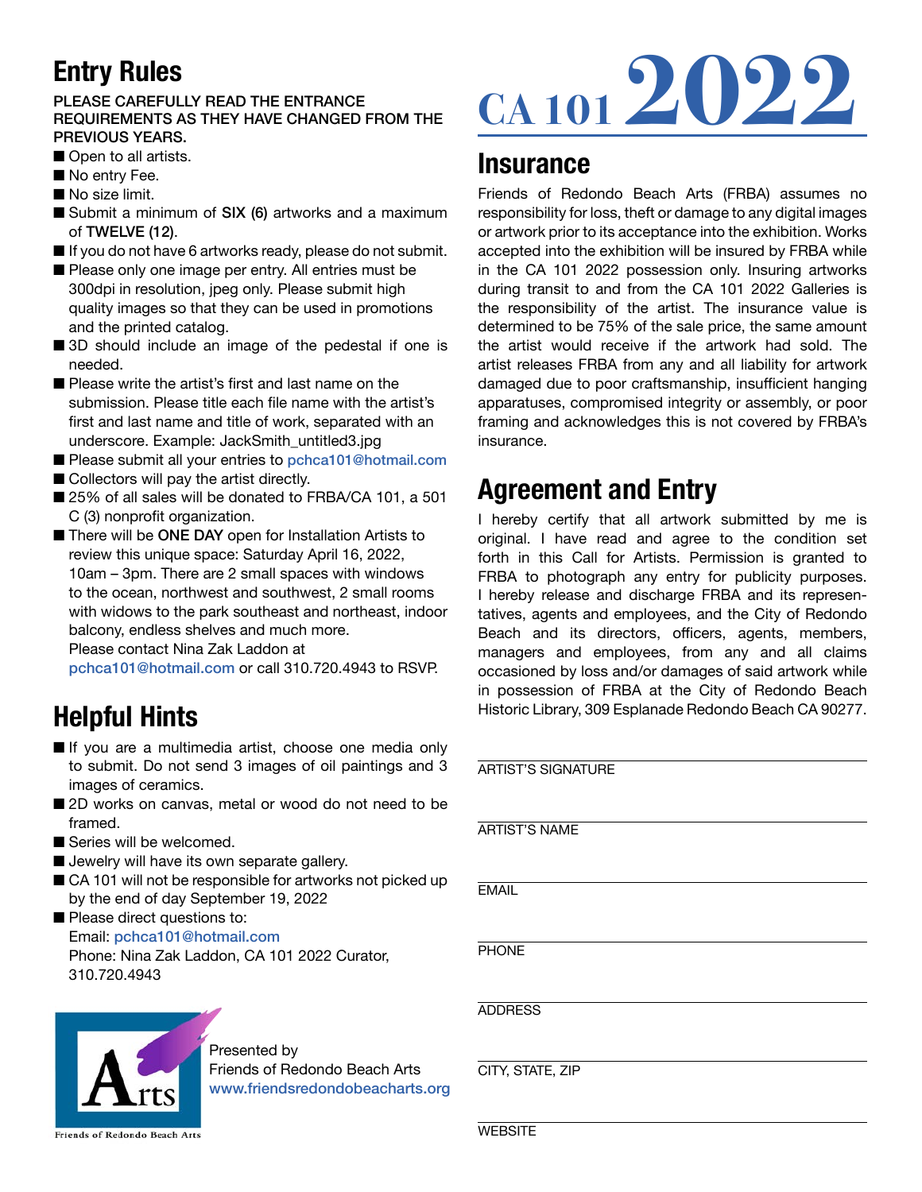## Entry Rules

PLEASE CAREFULLY READ THE ENTRANCE REQUIREMENTS AS THEY HAVE CHANGED FROM THE PREVIOUS YEARS.

- Open to all artists.
- No entry Fee.
- No size limit.
- Submit a minimum of **SIX (6)** artworks and a maximum of **TWELVE (12)**.
- If you do not have 6 artworks ready, please do not submit.
- Please only one image per entry. All entries must be 300dpi in resolution, jpeg only. Please submit high quality images so that they can be used in promotions and the printed catalog.
- 3D should include an image of the pedestal if one is needed.
- Please write the artist's first and last name on the submission. Please title each file name with the artist's first and last name and title of work, separated with an underscore. Example: JackSmith_untitled3.jpg
- Please submit all your entries to pchca101@hotmail.com
- Collectors will pay the artist directly.
- 25% of all sales will be donated to FRBA/CA 101, a 501 C (3) nonprofit organization.
- There will be ONE DAY open for Installation Artists to review this unique space: Saturday April 16, 2022, 10am – 3pm. There are 2 small spaces with windows to the ocean, northwest and southwest, 2 small rooms with widows to the park southeast and northeast, indoor balcony, endless shelves and much more.
  Please contact Nina Zak Laddon at pchca101@hotmail.com or call 310.720.4943 to RSVP.

## Helpful Hints

- If you are a multimedia artist, choose one media only to submit. Do not send 3 images of oil paintings and 3 images of ceramics.
- 2D works on canvas, metal or wood do not need to be framed.
- Series will be welcomed.
- Jewelry will have its own separate gallery.
- CA 101 will not be responsible for artworks not picked up by the end of day September 19, 2022
- Please direct questions to:
  Email: pchca101@hotmail.com
  Phone: Nina Zak Laddon, CA 101 2022 Curator, 310.720.4943

Arts — Friends of Redondo Beach Arts

Presented by
Friends of Redondo Beach Arts
www.friendsredondobeacharts.org

# CA 101 2022

## Insurance

Friends of Redondo Beach Arts (FRBA) assumes no responsibility for loss, theft or damage to any digital images or artwork prior to its acceptance into the exhibition. Works accepted into the exhibition will be insured by FRBA while in the CA 101 2022 possession only. Insuring artworks during transit to and from the CA 101 2022 Galleries is the responsibility of the artist. The insurance value is determined to be 75% of the sale price, the same amount the artist would receive if the artwork had sold. The artist releases FRBA from any and all liability for artwork damaged due to poor craftsmanship, insufficient hanging apparatuses, compromised integrity or assembly, or poor framing and acknowledges this is not covered by FRBA's insurance.

## Agreement and Entry

I hereby certify that all artwork submitted by me is original. I have read and agree to the condition set forth in this Call for Artists. Permission is granted to FRBA to photograph any entry for publicity purposes. I hereby release and discharge FRBA and its representatives, agents and employees, and the City of Redondo Beach and its directors, officers, agents, members, managers and employees, from any and all claims occasioned by loss and/or damages of said artwork while in possession of FRBA at the City of Redondo Beach Historic Library, 309 Esplanade Redondo Beach CA 90277.

ARTIST'S SIGNATURE ______________________

ARTIST'S NAME ______________________

EMAIL ______________________

PHONE ______________________

ADDRESS ______________________

CITY, STATE, ZIP ______________________

WEBSITE ______________________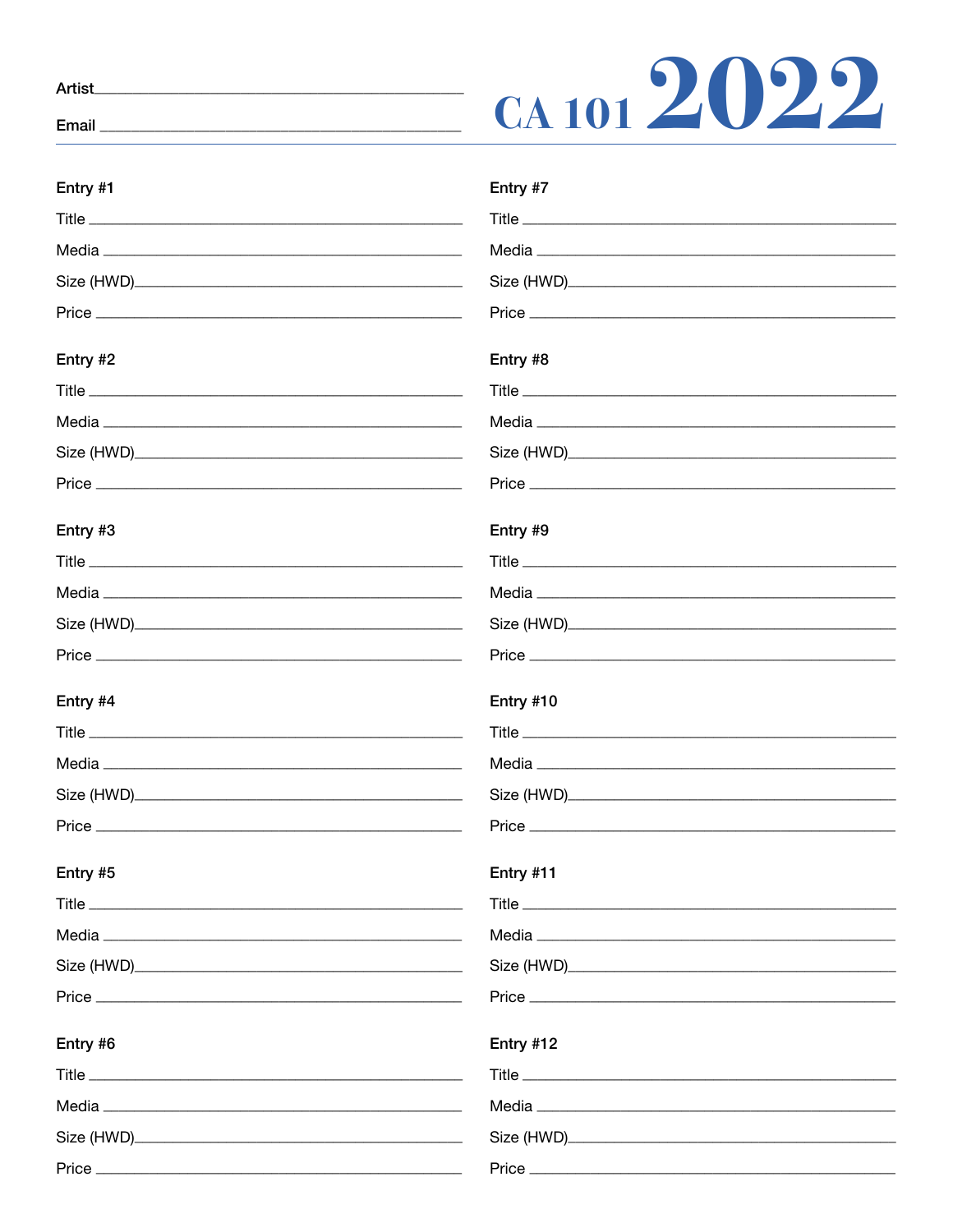Artist \_\_\_\_\_\_\_\_\_\_\_\_\_\_\_\_\_\_\_\_\_\_\_\_\_\_\_\_\_\_\_\_\_\_\_\_\_\_\_\_

Email \_\_\_\_\_\_\_\_\_\_\_\_\_\_\_\_\_\_\_\_\_\_\_\_\_\_\_\_\_\_\_\_\_\_\_\_\_\_\_\_

# CA 101 2022

---

**Entry #1**

Title \_\_\_\_\_\_\_\_\_\_\_\_\_\_\_\_\_\_\_\_\_\_\_\_\_\_\_\_\_\_\_\_\_\_\_\_\_\_\_\_

Media \_\_\_\_\_\_\_\_\_\_\_\_\_\_\_\_\_\_\_\_\_\_\_\_\_\_\_\_\_\_\_\_\_\_\_\_\_\_\_\_

Size (HWD)\_\_\_\_\_\_\_\_\_\_\_\_\_\_\_\_\_\_\_\_\_\_\_\_\_\_\_\_\_\_\_\_\_\_\_\_\_\_\_\_

Price \_\_\_\_\_\_\_\_\_\_\_\_\_\_\_\_\_\_\_\_\_\_\_\_\_\_\_\_\_\_\_\_\_\_\_\_\_\_\_\_

**Entry #2**

Title \_\_\_\_\_\_\_\_\_\_\_\_\_\_\_\_\_\_\_\_\_\_\_\_\_\_\_\_\_\_\_\_\_\_\_\_\_\_\_\_

Media \_\_\_\_\_\_\_\_\_\_\_\_\_\_\_\_\_\_\_\_\_\_\_\_\_\_\_\_\_\_\_\_\_\_\_\_\_\_\_\_

Size (HWD)\_\_\_\_\_\_\_\_\_\_\_\_\_\_\_\_\_\_\_\_\_\_\_\_\_\_\_\_\_\_\_\_\_\_\_\_\_\_\_\_

Price \_\_\_\_\_\_\_\_\_\_\_\_\_\_\_\_\_\_\_\_\_\_\_\_\_\_\_\_\_\_\_\_\_\_\_\_\_\_\_\_

**Entry #3**

Title \_\_\_\_\_\_\_\_\_\_\_\_\_\_\_\_\_\_\_\_\_\_\_\_\_\_\_\_\_\_\_\_\_\_\_\_\_\_\_\_

Media \_\_\_\_\_\_\_\_\_\_\_\_\_\_\_\_\_\_\_\_\_\_\_\_\_\_\_\_\_\_\_\_\_\_\_\_\_\_\_\_

Size (HWD)\_\_\_\_\_\_\_\_\_\_\_\_\_\_\_\_\_\_\_\_\_\_\_\_\_\_\_\_\_\_\_\_\_\_\_\_\_\_\_\_

Price \_\_\_\_\_\_\_\_\_\_\_\_\_\_\_\_\_\_\_\_\_\_\_\_\_\_\_\_\_\_\_\_\_\_\_\_\_\_\_\_

**Entry #4**

Title \_\_\_\_\_\_\_\_\_\_\_\_\_\_\_\_\_\_\_\_\_\_\_\_\_\_\_\_\_\_\_\_\_\_\_\_\_\_\_\_

Media \_\_\_\_\_\_\_\_\_\_\_\_\_\_\_\_\_\_\_\_\_\_\_\_\_\_\_\_\_\_\_\_\_\_\_\_\_\_\_\_

Size (HWD)\_\_\_\_\_\_\_\_\_\_\_\_\_\_\_\_\_\_\_\_\_\_\_\_\_\_\_\_\_\_\_\_\_\_\_\_\_\_\_\_

Price \_\_\_\_\_\_\_\_\_\_\_\_\_\_\_\_\_\_\_\_\_\_\_\_\_\_\_\_\_\_\_\_\_\_\_\_\_\_\_\_

**Entry #5**

Title \_\_\_\_\_\_\_\_\_\_\_\_\_\_\_\_\_\_\_\_\_\_\_\_\_\_\_\_\_\_\_\_\_\_\_\_\_\_\_\_

Media \_\_\_\_\_\_\_\_\_\_\_\_\_\_\_\_\_\_\_\_\_\_\_\_\_\_\_\_\_\_\_\_\_\_\_\_\_\_\_\_

Size (HWD)\_\_\_\_\_\_\_\_\_\_\_\_\_\_\_\_\_\_\_\_\_\_\_\_\_\_\_\_\_\_\_\_\_\_\_\_\_\_\_\_

Price \_\_\_\_\_\_\_\_\_\_\_\_\_\_\_\_\_\_\_\_\_\_\_\_\_\_\_\_\_\_\_\_\_\_\_\_\_\_\_\_

**Entry #6**

Title \_\_\_\_\_\_\_\_\_\_\_\_\_\_\_\_\_\_\_\_\_\_\_\_\_\_\_\_\_\_\_\_\_\_\_\_\_\_\_\_

Media \_\_\_\_\_\_\_\_\_\_\_\_\_\_\_\_\_\_\_\_\_\_\_\_\_\_\_\_\_\_\_\_\_\_\_\_\_\_\_\_

Size (HWD)\_\_\_\_\_\_\_\_\_\_\_\_\_\_\_\_\_\_\_\_\_\_\_\_\_\_\_\_\_\_\_\_\_\_\_\_\_\_\_\_

Price \_\_\_\_\_\_\_\_\_\_\_\_\_\_\_\_\_\_\_\_\_\_\_\_\_\_\_\_\_\_\_\_\_\_\_\_\_\_\_\_

**Entry #7**

Title \_\_\_\_\_\_\_\_\_\_\_\_\_\_\_\_\_\_\_\_\_\_\_\_\_\_\_\_\_\_\_\_\_\_\_\_\_\_\_\_

Media \_\_\_\_\_\_\_\_\_\_\_\_\_\_\_\_\_\_\_\_\_\_\_\_\_\_\_\_\_\_\_\_\_\_\_\_\_\_\_\_

Size (HWD)\_\_\_\_\_\_\_\_\_\_\_\_\_\_\_\_\_\_\_\_\_\_\_\_\_\_\_\_\_\_\_\_\_\_\_\_\_\_\_\_

Price \_\_\_\_\_\_\_\_\_\_\_\_\_\_\_\_\_\_\_\_\_\_\_\_\_\_\_\_\_\_\_\_\_\_\_\_\_\_\_\_

**Entry #8**

Title \_\_\_\_\_\_\_\_\_\_\_\_\_\_\_\_\_\_\_\_\_\_\_\_\_\_\_\_\_\_\_\_\_\_\_\_\_\_\_\_

Media \_\_\_\_\_\_\_\_\_\_\_\_\_\_\_\_\_\_\_\_\_\_\_\_\_\_\_\_\_\_\_\_\_\_\_\_\_\_\_\_

Size (HWD)\_\_\_\_\_\_\_\_\_\_\_\_\_\_\_\_\_\_\_\_\_\_\_\_\_\_\_\_\_\_\_\_\_\_\_\_\_\_\_\_

Price \_\_\_\_\_\_\_\_\_\_\_\_\_\_\_\_\_\_\_\_\_\_\_\_\_\_\_\_\_\_\_\_\_\_\_\_\_\_\_\_

**Entry #9**

Title \_\_\_\_\_\_\_\_\_\_\_\_\_\_\_\_\_\_\_\_\_\_\_\_\_\_\_\_\_\_\_\_\_\_\_\_\_\_\_\_

Media \_\_\_\_\_\_\_\_\_\_\_\_\_\_\_\_\_\_\_\_\_\_\_\_\_\_\_\_\_\_\_\_\_\_\_\_\_\_\_\_

Size (HWD)\_\_\_\_\_\_\_\_\_\_\_\_\_\_\_\_\_\_\_\_\_\_\_\_\_\_\_\_\_\_\_\_\_\_\_\_\_\_\_\_

Price \_\_\_\_\_\_\_\_\_\_\_\_\_\_\_\_\_\_\_\_\_\_\_\_\_\_\_\_\_\_\_\_\_\_\_\_\_\_\_\_

**Entry #10**

Title \_\_\_\_\_\_\_\_\_\_\_\_\_\_\_\_\_\_\_\_\_\_\_\_\_\_\_\_\_\_\_\_\_\_\_\_\_\_\_\_

Media \_\_\_\_\_\_\_\_\_\_\_\_\_\_\_\_\_\_\_\_\_\_\_\_\_\_\_\_\_\_\_\_\_\_\_\_\_\_\_\_

Size (HWD)\_\_\_\_\_\_\_\_\_\_\_\_\_\_\_\_\_\_\_\_\_\_\_\_\_\_\_\_\_\_\_\_\_\_\_\_\_\_\_\_

Price \_\_\_\_\_\_\_\_\_\_\_\_\_\_\_\_\_\_\_\_\_\_\_\_\_\_\_\_\_\_\_\_\_\_\_\_\_\_\_\_

**Entry #11**

Title \_\_\_\_\_\_\_\_\_\_\_\_\_\_\_\_\_\_\_\_\_\_\_\_\_\_\_\_\_\_\_\_\_\_\_\_\_\_\_\_

Media \_\_\_\_\_\_\_\_\_\_\_\_\_\_\_\_\_\_\_\_\_\_\_\_\_\_\_\_\_\_\_\_\_\_\_\_\_\_\_\_

Size (HWD)\_\_\_\_\_\_\_\_\_\_\_\_\_\_\_\_\_\_\_\_\_\_\_\_\_\_\_\_\_\_\_\_\_\_\_\_\_\_\_\_

Price \_\_\_\_\_\_\_\_\_\_\_\_\_\_\_\_\_\_\_\_\_\_\_\_\_\_\_\_\_\_\_\_\_\_\_\_\_\_\_\_

**Entry #12**

Title \_\_\_\_\_\_\_\_\_\_\_\_\_\_\_\_\_\_\_\_\_\_\_\_\_\_\_\_\_\_\_\_\_\_\_\_\_\_\_\_

Media \_\_\_\_\_\_\_\_\_\_\_\_\_\_\_\_\_\_\_\_\_\_\_\_\_\_\_\_\_\_\_\_\_\_\_\_\_\_\_\_

Size (HWD)\_\_\_\_\_\_\_\_\_\_\_\_\_\_\_\_\_\_\_\_\_\_\_\_\_\_\_\_\_\_\_\_\_\_\_\_\_\_\_\_

Price \_\_\_\_\_\_\_\_\_\_\_\_\_\_\_\_\_\_\_\_\_\_\_\_\_\_\_\_\_\_\_\_\_\_\_\_\_\_\_\_